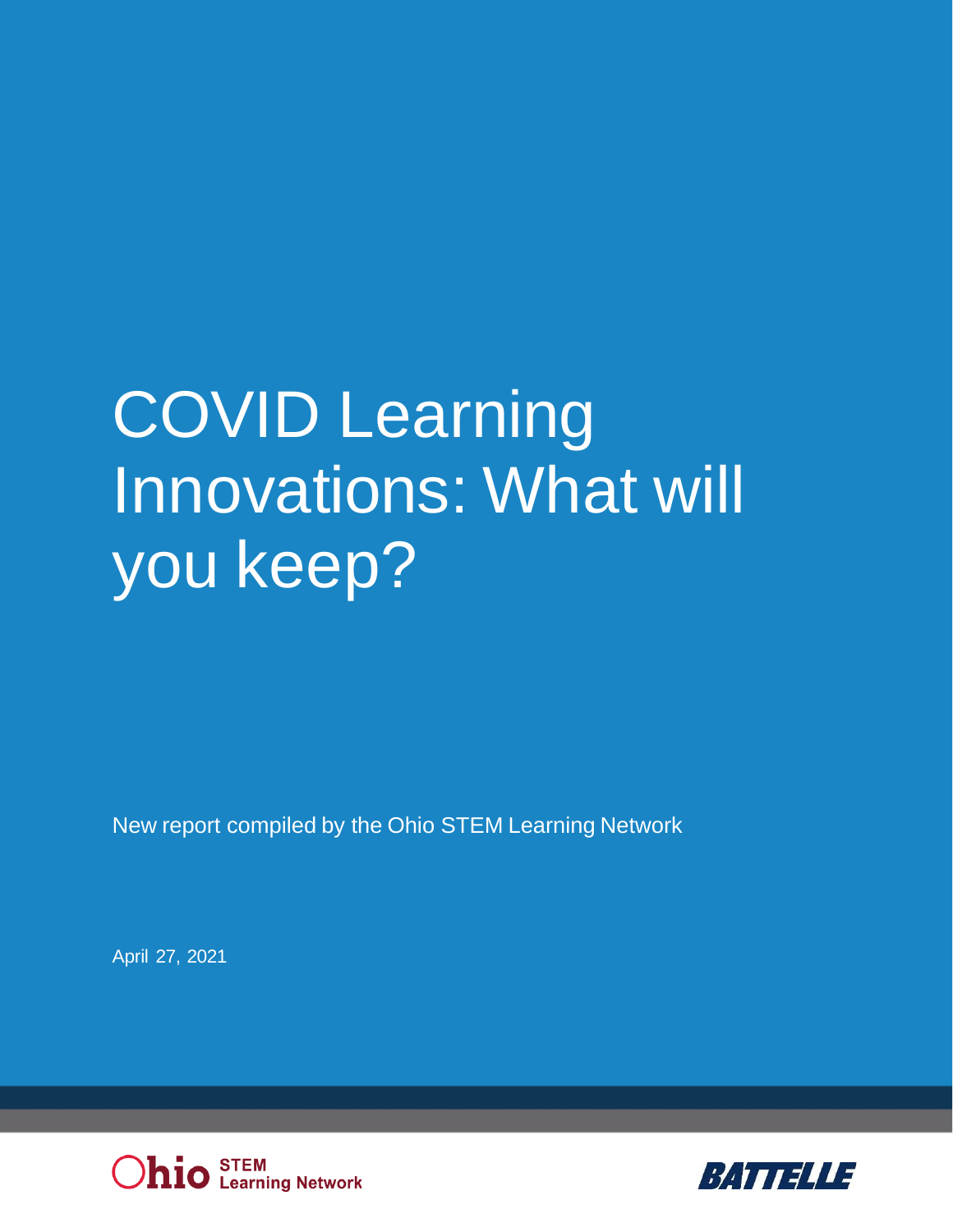# COVID Learning Innovations: What will you keep?

New report compiled by the Ohio STEM Learning Network

April 27, 2021

Ohio STEM Learning Network

BATTELLE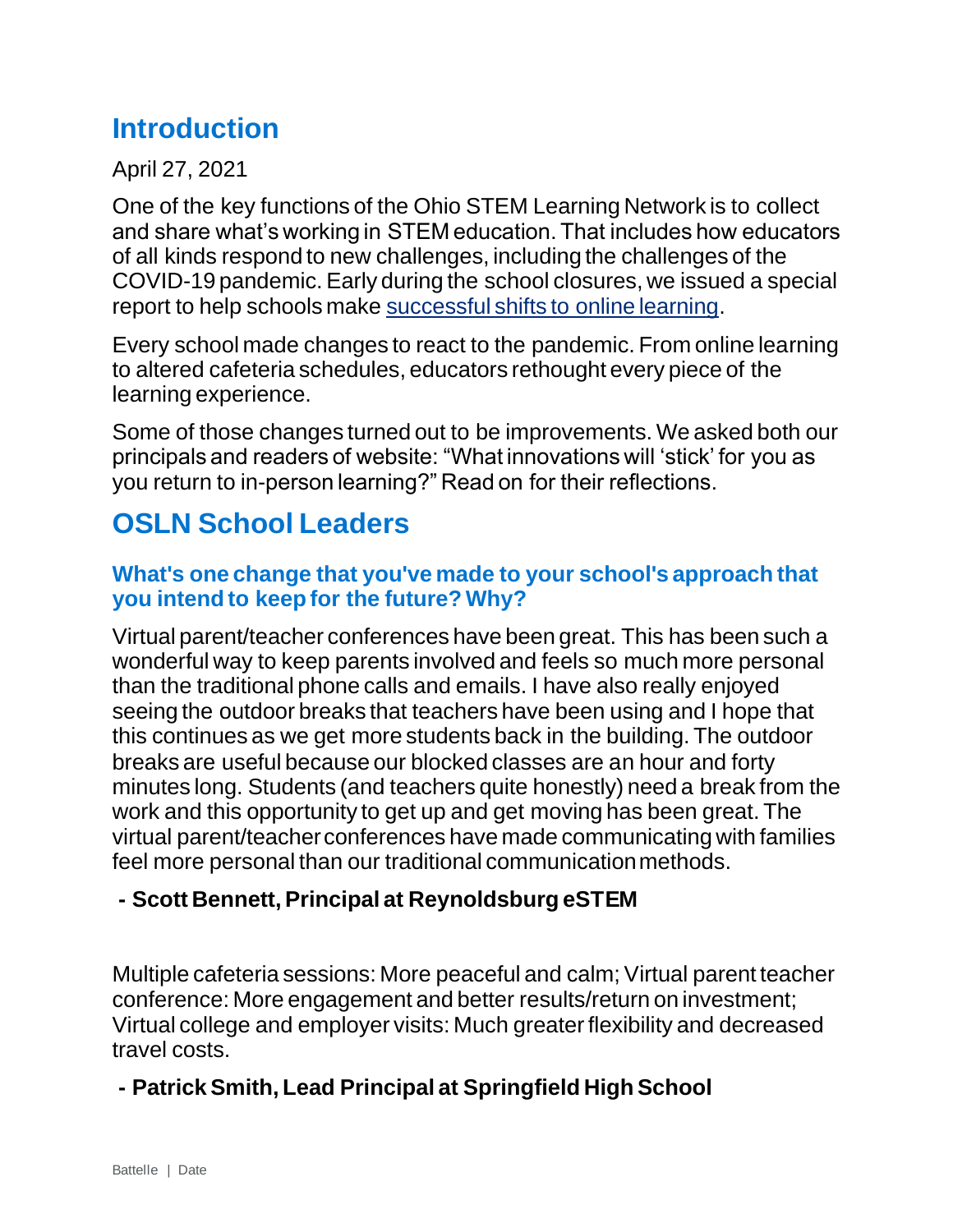# Introduction

April 27, 2021

One of the key functions of the Ohio STEM Learning Network is to collect and share what's working in STEM education. That includes how educators of all kinds respond to new challenges, including the challenges of the COVID-19 pandemic. Early during the school closures, we issued a special report to help schools make [successful shifts to online learning](successful shifts to online learning).

Every school made changes to react to the pandemic. From online learning to altered cafeteria schedules, educators rethought every piece of the learning experience.

Some of those changes turned out to be improvements. We asked both our principals and readers of website: "What innovations will 'stick' for you as you return to in-person learning?" Read on for their reflections.

# OSLN School Leaders

### What's one change that you've made to your school's approach that you intend to keep for the future? Why?

Virtual parent/teacher conferences have been great. This has been such a wonderful way to keep parents involved and feels so much more personal than the traditional phone calls and emails. I have also really enjoyed seeing the outdoor breaks that teachers have been using and I hope that this continues as we get more students back in the building. The outdoor breaks are useful because our blocked classes are an hour and forty minutes long. Students (and teachers quite honestly) need a break from the work and this opportunity to get up and get moving has been great. The virtual parent/teacher conferences have made communicating with families feel more personal than our traditional communication methods.

**- Scott Bennett, Principal at Reynoldsburg eSTEM**

Multiple cafeteria sessions: More peaceful and calm; Virtual parent teacher conference: More engagement and better results/return on investment; Virtual college and employer visits: Much greater flexibility and decreased travel costs.

**- Patrick Smith, Lead Principal at Springfield High School**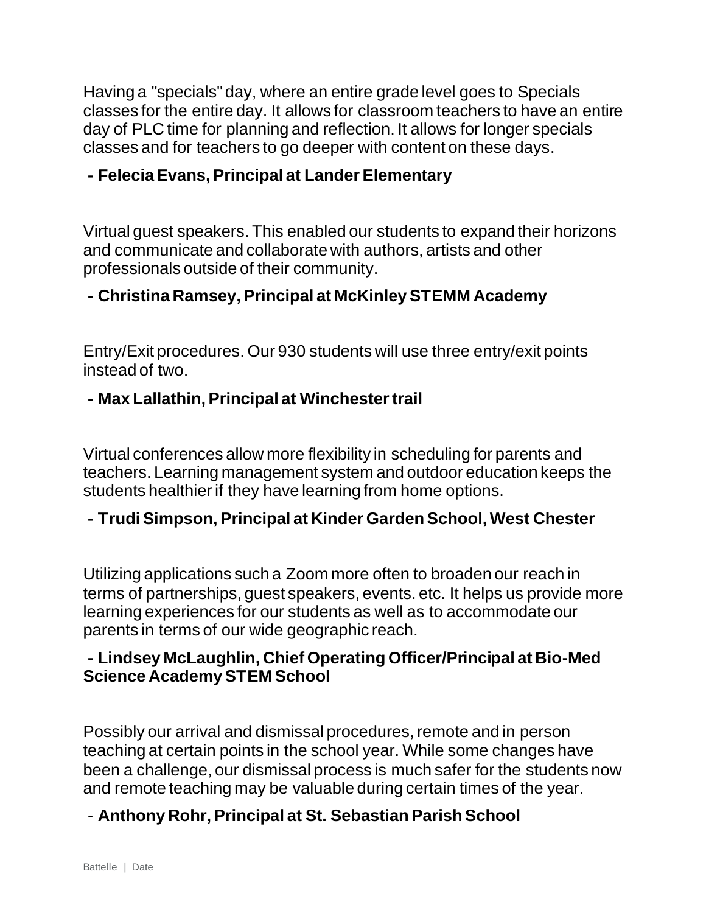Having a "specials" day, where an entire grade level goes to Specials classes for the entire day. It allows for classroom teachers to have an entire day of PLC time for planning and reflection. It allows for longer specials classes and for teachers to go deeper with content on these days.

**- Felecia Evans, Principal at Lander Elementary**

Virtual guest speakers. This enabled our students to expand their horizons and communicate and collaborate with authors, artists and other professionals outside of their community.

**- Christina Ramsey, Principal at McKinley STEMM Academy**

Entry/Exit procedures. Our 930 students will use three entry/exit points instead of two.

**- Max Lallathin, Principal at Winchester trail**

Virtual conferences allow more flexibility in scheduling for parents and teachers. Learning management system and outdoor education keeps the students healthier if they have learning from home options.

**- Trudi Simpson, Principal at Kinder Garden School, West Chester**

Utilizing applications such a Zoom more often to broaden our reach in terms of partnerships, guest speakers, events. etc. It helps us provide more learning experiences for our students as well as to accommodate our parents in terms of our wide geographic reach.

**- Lindsey McLaughlin, Chief Operating Officer/Principal at Bio-Med Science Academy STEM School**

Possibly our arrival and dismissal procedures, remote and in person teaching at certain points in the school year. While some changes have been a challenge, our dismissal process is much safer for the students now and remote teaching may be valuable during certain times of the year.

- **Anthony Rohr, Principal at St. Sebastian Parish School**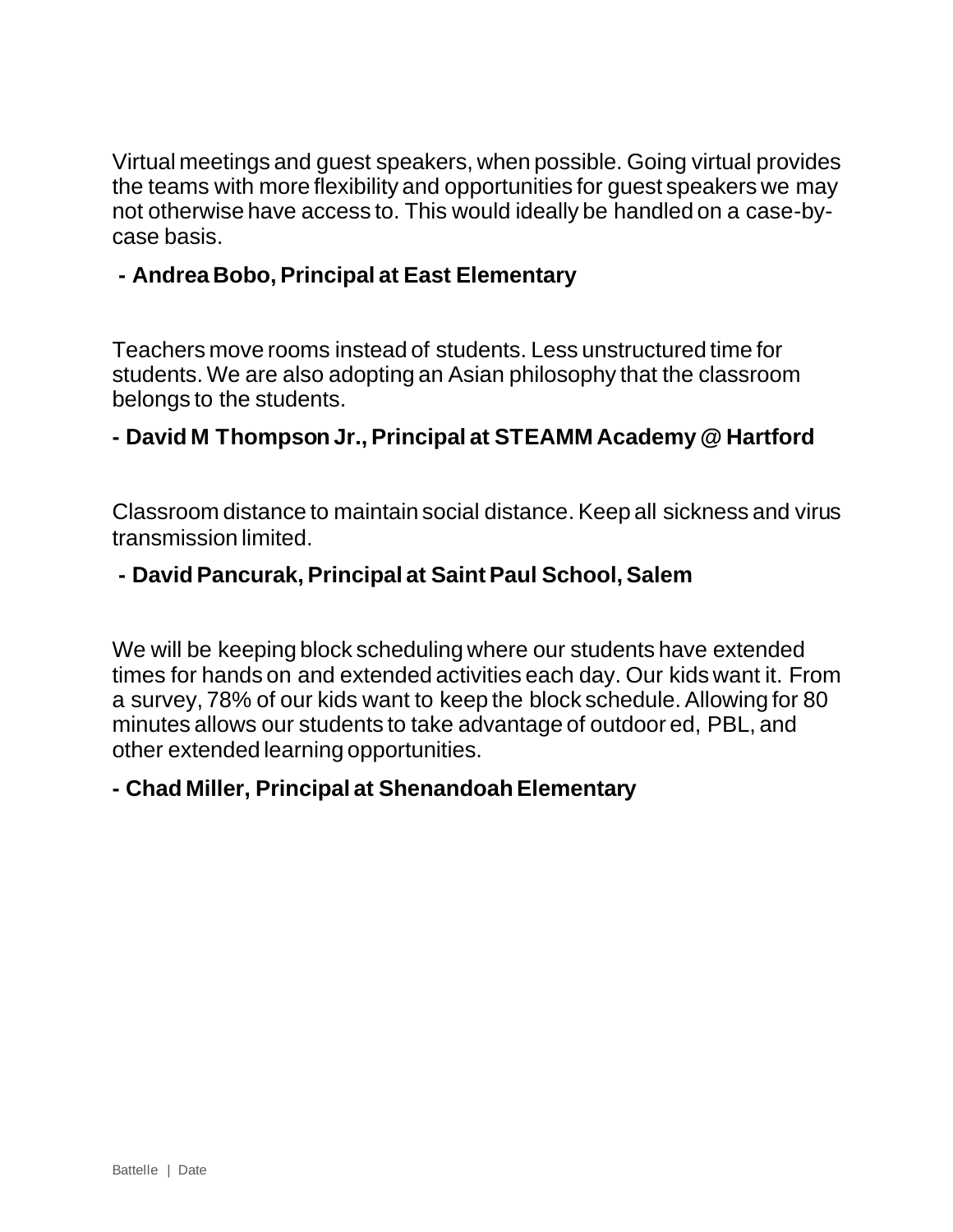Virtual meetings and guest speakers, when possible. Going virtual provides the teams with more flexibility and opportunities for guest speakers we may not otherwise have access to. This would ideally be handled on a case-by-case basis.

**- Andrea Bobo, Principal at East Elementary**

Teachers move rooms instead of students. Less unstructured time for students. We are also adopting an Asian philosophy that the classroom belongs to the students.

**- David M Thompson Jr., Principal at STEAMM Academy @ Hartford**

Classroom distance to maintain social distance. Keep all sickness and virus transmission limited.

**- David Pancurak, Principal at Saint Paul School, Salem**

We will be keeping block scheduling where our students have extended times for hands on and extended activities each day. Our kids want it. From a survey, 78% of our kids want to keep the block schedule. Allowing for 80 minutes allows our students to take advantage of outdoor ed, PBL, and other extended learning opportunities.

**- Chad Miller, Principal at Shenandoah Elementary**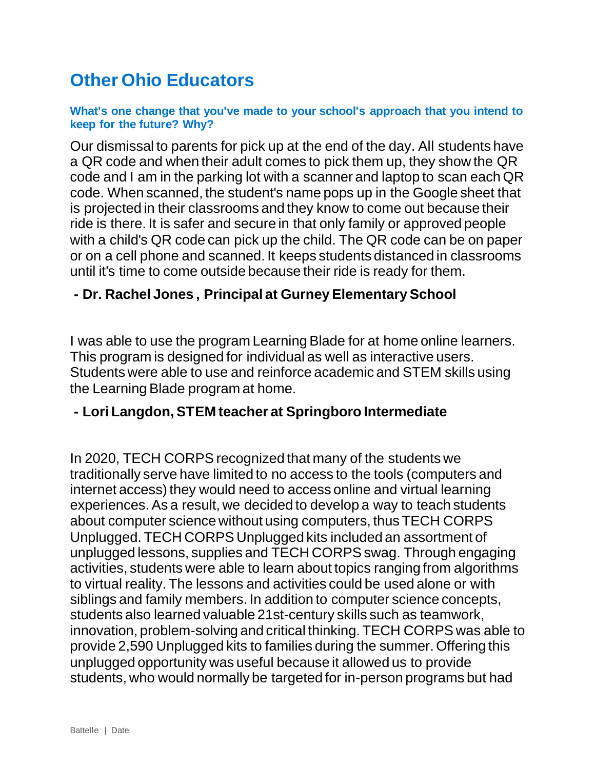# Other Ohio Educators

### What's one change that you've made to your school's approach that you intend to keep for the future? Why?

Our dismissal to parents for pick up at the end of the day. All students have a QR code and when their adult comes to pick them up, they show the QR code and I am in the parking lot with a scanner and laptop to scan each QR code. When scanned, the student's name pops up in the Google sheet that is projected in their classrooms and they know to come out because their ride is there. It is safer and secure in that only family or approved people with a child's QR code can pick up the child. The QR code can be on paper or on a cell phone and scanned. It keeps students distanced in classrooms until it's time to come outside because their ride is ready for them.

**- Dr. Rachel Jones , Principal at Gurney Elementary School**

I was able to use the program Learning Blade for at home online learners. This program is designed for individual as well as interactive users. Students were able to use and reinforce academic and STEM skills using the Learning Blade program at home.

**- Lori Langdon, STEM teacher at Springboro Intermediate**

In 2020, TECH CORPS recognized that many of the students we traditionally serve have limited to no access to the tools (computers and internet access) they would need to access online and virtual learning experiences. As a result, we decided to develop a way to teach students about computer science without using computers, thus TECH CORPS Unplugged. TECH CORPS Unplugged kits included an assortment of unplugged lessons, supplies and TECH CORPS swag. Through engaging activities, students were able to learn about topics ranging from algorithms to virtual reality. The lessons and activities could be used alone or with siblings and family members. In addition to computer science concepts, students also learned valuable 21st-century skills such as teamwork, innovation, problem-solving and critical thinking. TECH CORPS was able to provide 2,590 Unplugged kits to families during the summer. Offering this unplugged opportunity was useful because it allowed us to provide students, who would normally be targeted for in-person programs but had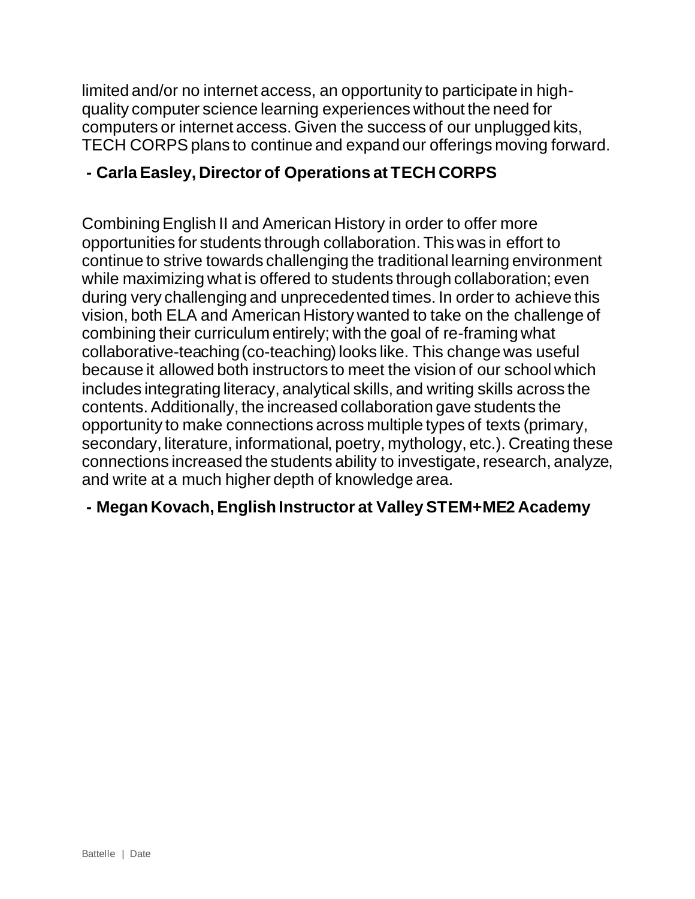limited and/or no internet access, an opportunity to participate in high-quality computer science learning experiences without the need for computers or internet access. Given the success of our unplugged kits, TECH CORPS plans to continue and expand our offerings moving forward.

**- Carla Easley, Director of Operations at TECH CORPS**

Combining English II and American History in order to offer more opportunities for students through collaboration. This was in effort to continue to strive towards challenging the traditional learning environment while maximizing what is offered to students through collaboration; even during very challenging and unprecedented times. In order to achieve this vision, both ELA and American History wanted to take on the challenge of combining their curriculum entirely; with the goal of re-framing what collaborative-teaching (co-teaching) looks like. This change was useful because it allowed both instructors to meet the vision of our school which includes integrating literacy, analytical skills, and writing skills across the contents. Additionally, the increased collaboration gave students the opportunity to make connections across multiple types of texts (primary, secondary, literature, informational, poetry, mythology, etc.). Creating these connections increased the students ability to investigate, research, analyze, and write at a much higher depth of knowledge area.

**- Megan Kovach, English Instructor at Valley STEM+ME2 Academy**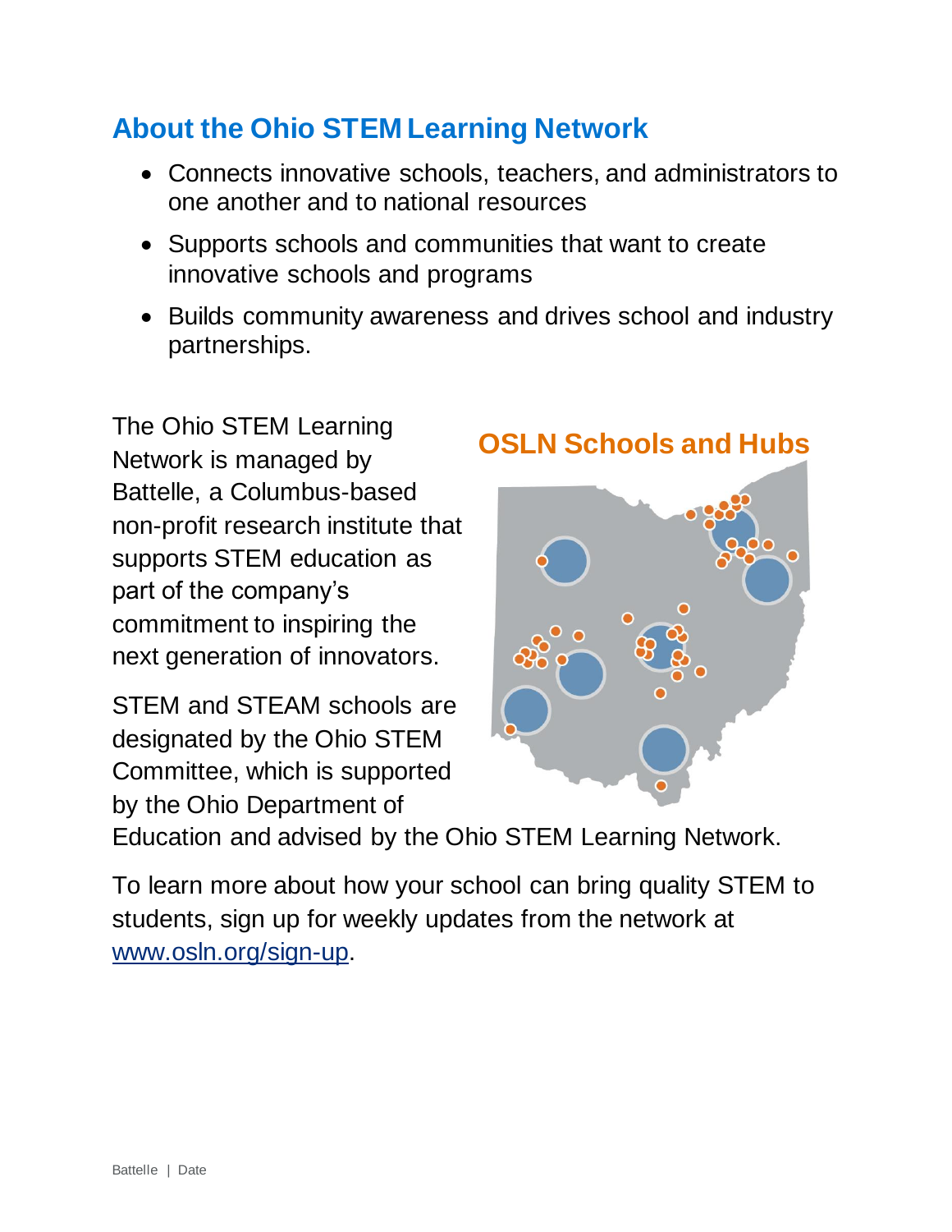## About the Ohio STEM Learning Network

- Connects innovative schools, teachers, and administrators to one another and to national resources
- Supports schools and communities that want to create innovative schools and programs
- Builds community awareness and drives school and industry partnerships.

**OSLN Schools and Hubs**

The Ohio STEM Learning Network is managed by Battelle, a Columbus-based non-profit research institute that supports STEM education as part of the company's commitment to inspiring the next generation of innovators.

STEM and STEAM schools are designated by the Ohio STEM Committee, which is supported by the Ohio Department of Education and advised by the Ohio STEM Learning Network.

To learn more about how your school can bring quality STEM to students, sign up for weekly updates from the network at [www.osln.org/sign-up](http://www.osln.org/sign-up).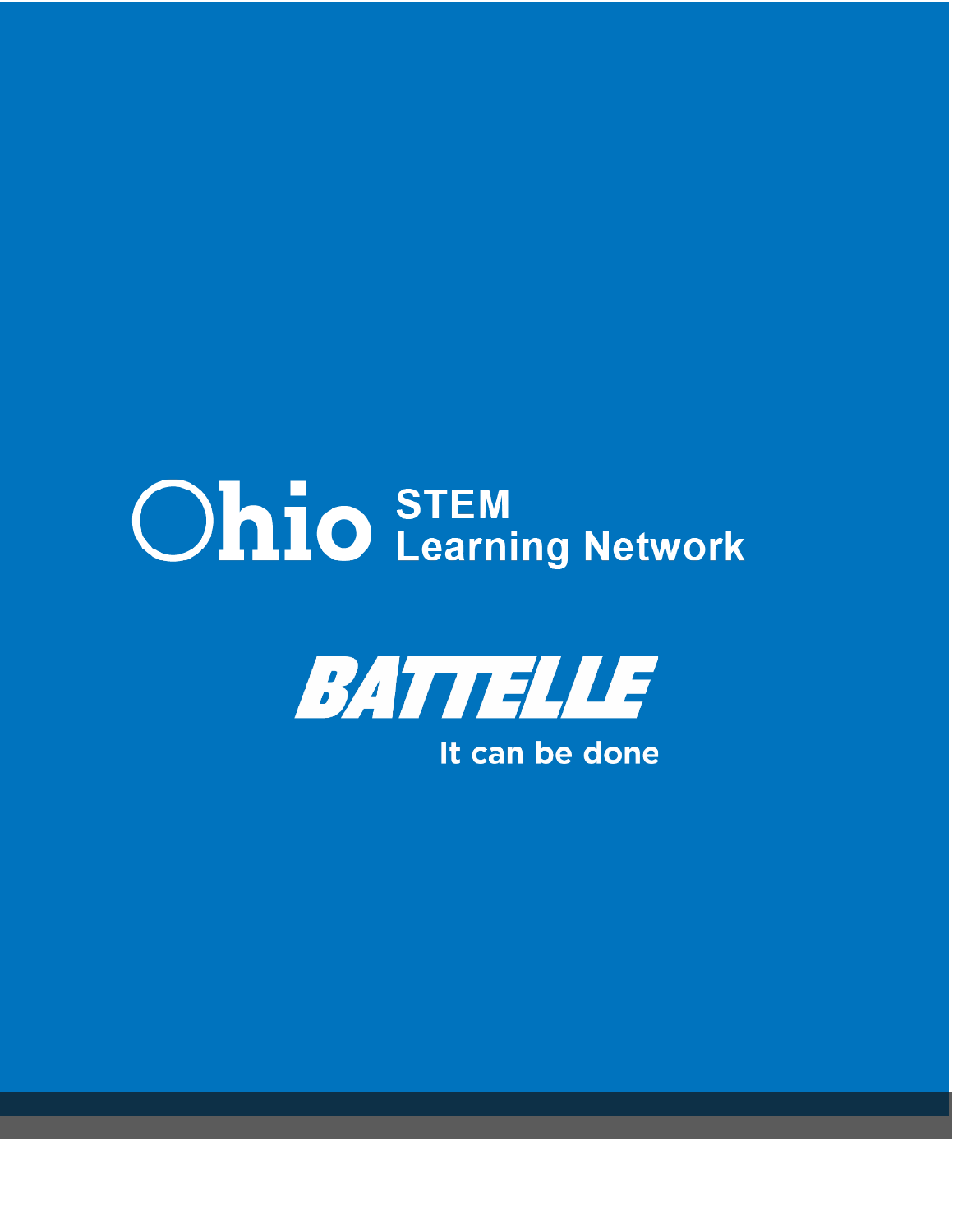Ohio STEM Learning Network

BATTELLE

It can be done